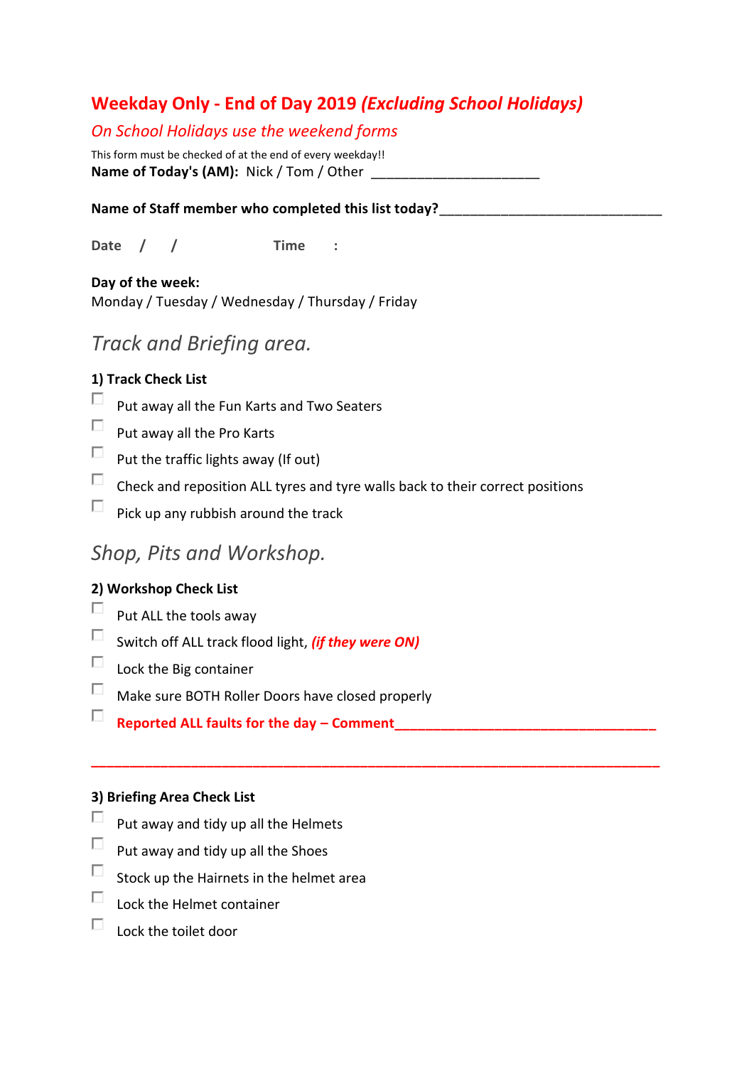# Weekday Only - End of Day 2019 *(Excluding School Holidays)*

*On School Holidays use the weekend forms*

This form must be checked of at the end of every weekday!!

**Name of Today's (AM):** Nick / Tom / Other ______________________

**Name of Staff member who completed this list today?**_____________________________

**Date** / / **Time** :

**Day of the week:**

Monday / Tuesday / Wednesday / Thursday / Friday

## *Track and Briefing area.*

### 1) Track Check List

- [ ] Put away all the Fun Karts and Two Seaters
- [ ] Put away all the Pro Karts
- [ ] Put the traffic lights away (If out)
- [ ] Check and reposition ALL tyres and tyre walls back to their correct positions
- [ ] Pick up any rubbish around the track

## *Shop, Pits and Workshop.*

### 2) Workshop Check List

- [ ] Put ALL the tools away
- [ ] Switch off ALL track flood light, ***(if they were ON)***
- [ ] Lock the Big container
- [ ] Make sure BOTH Roller Doors have closed properly
- [ ] **Reported ALL faults for the day – Comment**__________________________________

__________________________________________________________________________

### 3) Briefing Area Check List

- [ ] Put away and tidy up all the Helmets
- [ ] Put away and tidy up all the Shoes
- [ ] Stock up the Hairnets in the helmet area
- [ ] Lock the Helmet container
- [ ] Lock the toilet door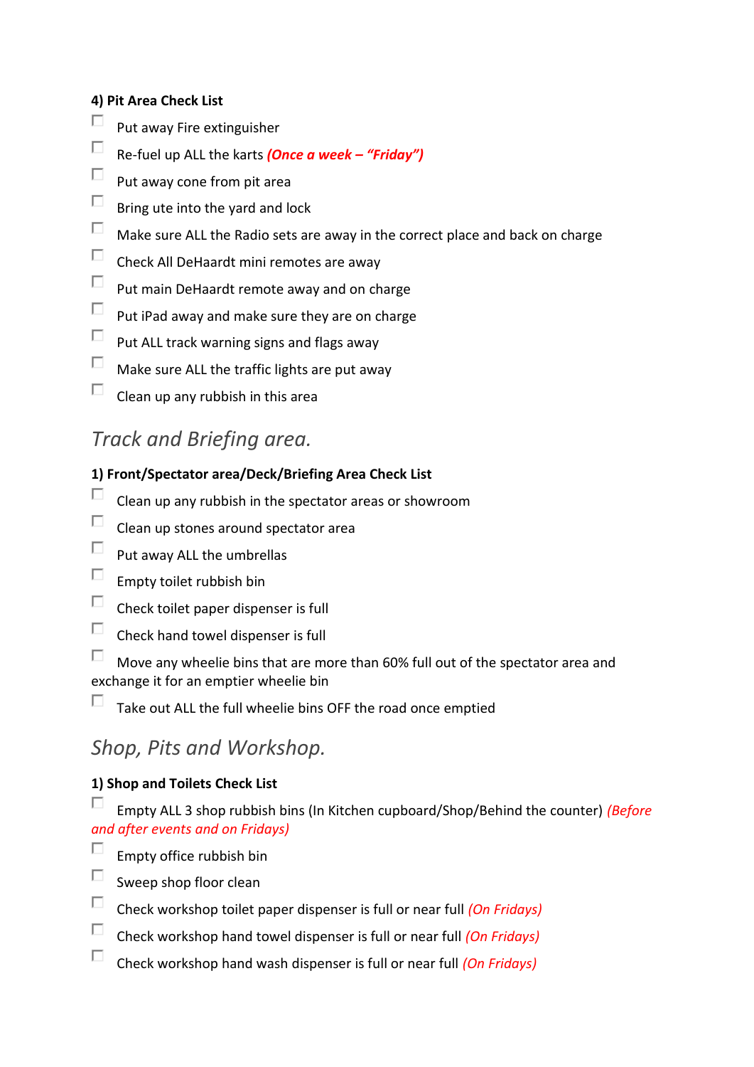**4) Pit Area Check List**

- [ ] Put away Fire extinguisher
- [ ] Re-fuel up ALL the karts ***(Once a week – "Friday")***
- [ ] Put away cone from pit area
- [ ] Bring ute into the yard and lock
- [ ] Make sure ALL the Radio sets are away in the correct place and back on charge
- [ ] Check All DeHaardt mini remotes are away
- [ ] Put main DeHaardt remote away and on charge
- [ ] Put iPad away and make sure they are on charge
- [ ] Put ALL track warning signs and flags away
- [ ] Make sure ALL the traffic lights are put away
- [ ] Clean up any rubbish in this area

## *Track and Briefing area.*

**1) Front/Spectator area/Deck/Briefing Area Check List**

- [ ] Clean up any rubbish in the spectator areas or showroom
- [ ] Clean up stones around spectator area
- [ ] Put away ALL the umbrellas
- [ ] Empty toilet rubbish bin
- [ ] Check toilet paper dispenser is full
- [ ] Check hand towel dispenser is full
- [ ] Move any wheelie bins that are more than 60% full out of the spectator area and exchange it for an emptier wheelie bin
- [ ] Take out ALL the full wheelie bins OFF the road once emptied

## *Shop, Pits and Workshop.*

**1) Shop and Toilets Check List**

- [ ] Empty ALL 3 shop rubbish bins (In Kitchen cupboard/Shop/Behind the counter) *(Before and after events and on Fridays)*
- [ ] Empty office rubbish bin
- [ ] Sweep shop floor clean
- [ ] Check workshop toilet paper dispenser is full or near full *(On Fridays)*
- [ ] Check workshop hand towel dispenser is full or near full *(On Fridays)*
- [ ] Check workshop hand wash dispenser is full or near full *(On Fridays)*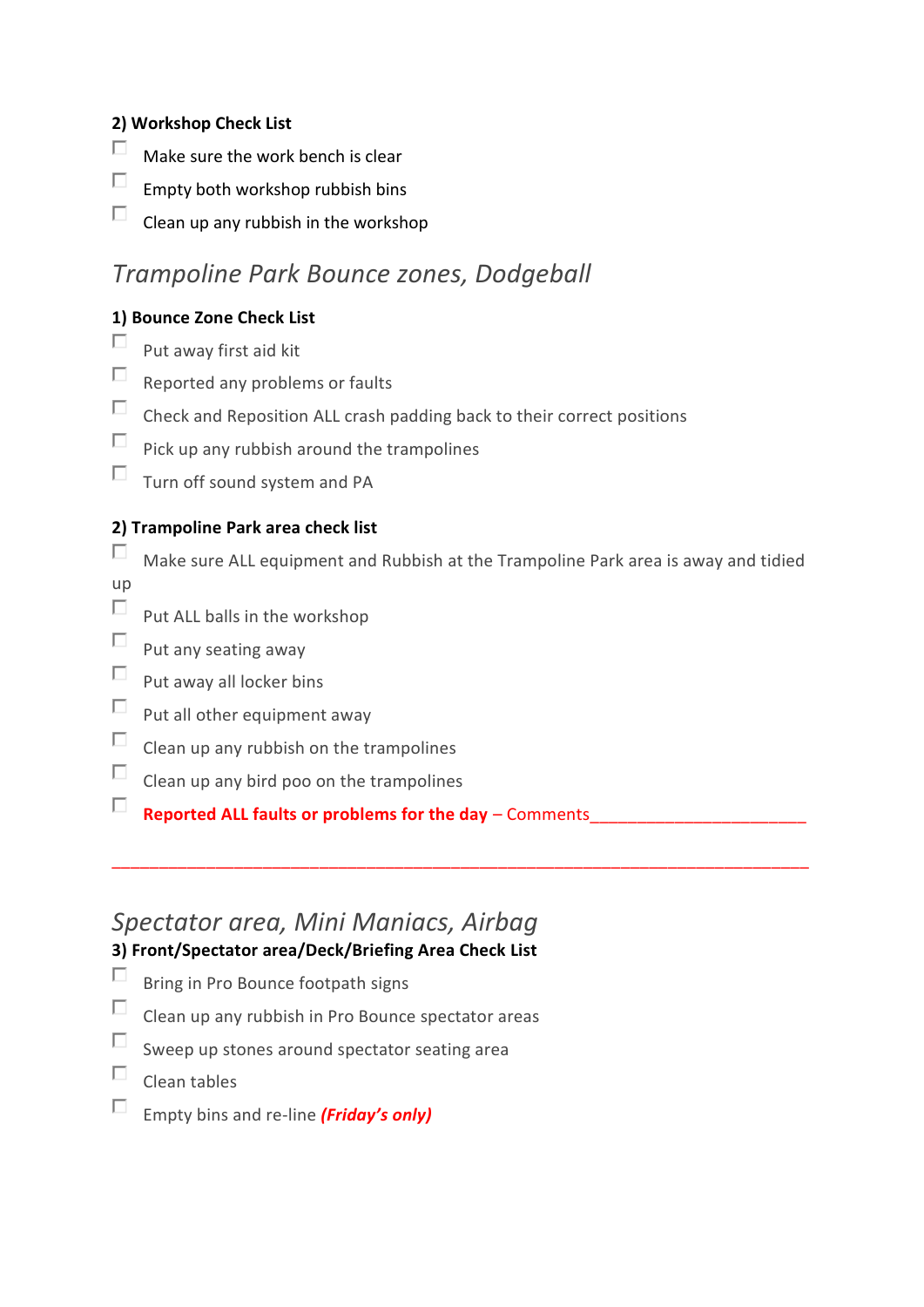**2) Workshop Check List**

- [ ] Make sure the work bench is clear
- [ ] Empty both workshop rubbish bins
- [ ] Clean up any rubbish in the workshop

## *Trampoline Park Bounce zones, Dodgeball*

**1) Bounce Zone Check List**

- [ ] Put away first aid kit
- [ ] Reported any problems or faults
- [ ] Check and Reposition ALL crash padding back to their correct positions
- [ ] Pick up any rubbish around the trampolines
- [ ] Turn off sound system and PA

**2) Trampoline Park area check list**

- [ ] Make sure ALL equipment and Rubbish at the Trampoline Park area is away and tidied up
- [ ] Put ALL balls in the workshop
- [ ] Put any seating away
- [ ] Put away all locker bins
- [ ] Put all other equipment away
- [ ] Clean up any rubbish on the trampolines
- [ ] Clean up any bird poo on the trampolines
- [ ] **Reported ALL faults or problems for the day** – Comments_______________________

________________________________________________________________________

## *Spectator area, Mini Maniacs, Airbag*

**3) Front/Spectator area/Deck/Briefing Area Check List**

- [ ] Bring in Pro Bounce footpath signs
- [ ] Clean up any rubbish in Pro Bounce spectator areas
- [ ] Sweep up stones around spectator seating area
- [ ] Clean tables
- [ ] Empty bins and re-line ***(Friday's only)***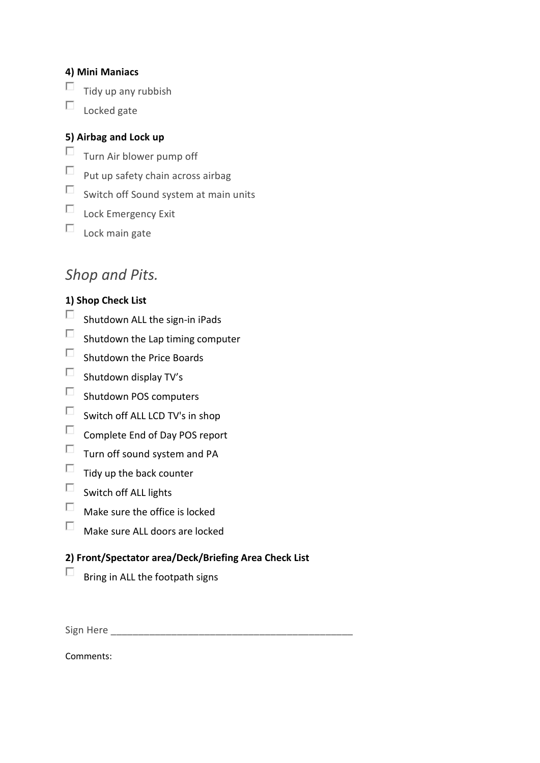**4) Mini Maniacs**

- ☐ Tidy up any rubbish
- ☐ Locked gate

**5) Airbag and Lock up**

- ☐ Turn Air blower pump off
- ☐ Put up safety chain across airbag
- ☐ Switch off Sound system at main units
- ☐ Lock Emergency Exit
- ☐ Lock main gate

## *Shop and Pits.*

**1) Shop Check List**

- ☐ Shutdown ALL the sign-in iPads
- ☐ Shutdown the Lap timing computer
- ☐ Shutdown the Price Boards
- ☐ Shutdown display TV's
- ☐ Shutdown POS computers
- ☐ Switch off ALL LCD TV's in shop
- ☐ Complete End of Day POS report
- ☐ Turn off sound system and PA
- ☐ Tidy up the back counter
- ☐ Switch off ALL lights
- ☐ Make sure the office is locked
- ☐ Make sure ALL doors are locked

**2) Front/Spectator area/Deck/Briefing Area Check List**

- ☐ Bring in ALL the footpath signs

Sign Here ____________________________________________

Comments: